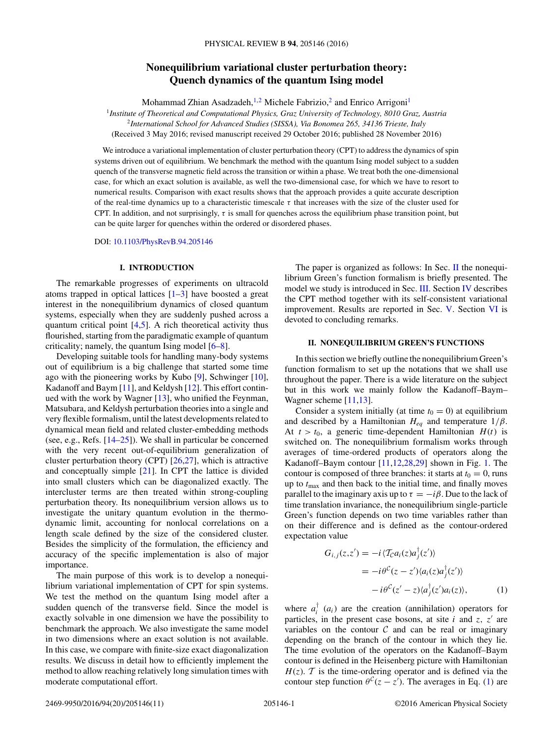# Nonequilibrium variational cluster perturbation theory: Quench dynamics of the quantum Ising model

Mohammad Zhian Asadzadeh,[1,2] Michele Fabrizio,[2] and Enrico Arrigoni[1]

[1]*Institute of Theoretical and Computational Physics, Graz University of Technology, 8010 Graz, Austria*
[2]*International School for Advanced Studies (SISSA), Via Bonomea 265, 34136 Trieste, Italy*
(Received 3 May 2016; revised manuscript received 29 October 2016; published 28 November 2016)

We introduce a variational implementation of cluster perturbation theory (CPT) to address the dynamics of spin systems driven out of equilibrium. We benchmark the method with the quantum Ising model subject to a sudden quench of the transverse magnetic field across the transition or within a phase. We treat both the one-dimensional case, for which an exact solution is available, as well the two-dimensional case, for which we have to resort to numerical results. Comparison with exact results shows that the approach provides a quite accurate description of the real-time dynamics up to a characteristic timescale $\tau$ that increases with the size of the cluster used for CPT. In addition, and not surprisingly, $\tau$ is small for quenches across the equilibrium phase transition point, but can be quite larger for quenches within the ordered or disordered phases.

DOI: 10.1103/PhysRevB.94.205146

## I. INTRODUCTION

The remarkable progresses of experiments on ultracold atoms trapped in optical lattices [1–3] have boosted a great interest in the nonequilibrium dynamics of closed quantum systems, especially when they are suddenly pushed across a quantum critical point [4,5]. A rich theoretical activity thus flourished, starting from the paradigmatic example of quantum criticality; namely, the quantum Ising model [6–8].

Developing suitable tools for handling many-body systems out of equilibrium is a big challenge that started some time ago with the pioneering works by Kubo [9], Schwinger [10], Kadanoff and Baym [11], and Keldysh [12]. This effort continued with the work by Wagner [13], who unified the Feynman, Matsubara, and Keldysh perturbation theories into a single and very flexible formalism, until the latest developments related to dynamical mean field and related cluster-embedding methods (see, e.g., Refs. [14–25]). We shall in particular be concerned with the very recent out-of-equilibrium generalization of cluster perturbation theory (CPT) [26,27], which is attractive and conceptually simple [21]. In CPT the lattice is divided into small clusters which can be diagonalized exactly. The intercluster terms are then treated within strong-coupling perturbation theory. Its nonequilibrium version allows us to investigate the unitary quantum evolution in the thermodynamic limit, accounting for nonlocal correlations on a length scale defined by the size of the considered cluster. Besides the simplicity of the formulation, the efficiency and accuracy of the specific implementation is also of major importance.

The main purpose of this work is to develop a nonequilibrium variational implementation of CPT for spin systems. We test the method on the quantum Ising model after a sudden quench of the transverse field. Since the model is exactly solvable in one dimension we have the possibility to benchmark the approach. We also investigate the same model in two dimensions where an exact solution is not available. In this case, we compare with finite-size exact diagonalization results. We discuss in detail how to efficiently implement the method to allow reaching relatively long simulation times with moderate computational effort.

The paper is organized as follows: In Sec. II the nonequilibrium Green's function formalism is briefly presented. The model we study is introduced in Sec. III. Section IV describes the CPT method together with its self-consistent variational improvement. Results are reported in Sec. V. Section VI is devoted to concluding remarks.

## II. NONEQUILIBRIUM GREEN'S FUNCTIONS

In this section we briefly outline the nonequilibrium Green's function formalism to set up the notations that we shall use throughout the paper. There is a wide literature on the subject but in this work we mainly follow the Kadanoff–Baym–Wagner scheme [11,13].

Consider a system initially (at time $t_0 = 0$) at equilibrium and described by a Hamiltonian $H_{eq}$ and temperature $1/\beta$. At $t > t_0$, a generic time-dependent Hamiltonian $H(t)$ is switched on. The nonequilibrium formalism works through averages of time-ordered products of operators along the Kadanoff–Baym contour [11,12,28,29] shown in Fig. 1. The contour is composed of three branches: it starts at $t_0 = 0$, runs up to $t_{\max}$ and then back to the initial time, and finally moves parallel to the imaginary axis up to $\tau = -i\beta$. Due to the lack of time translation invariance, the nonequilibrium single-particle Green's function depends on two time variables rather than on their difference and is defined as the contour-ordered expectation value

$$
\begin{aligned}
G_{i,j}(z,z') &= -i\langle \mathcal{T}_{\mathcal{C}} a_i(z) a_j^\dagger(z')\rangle \\
&= -i\theta^{\mathcal{C}}(z-z')\langle a_i(z)a_j^\dagger(z')\rangle \\
&\quad - i\theta^{\mathcal{C}}(z'-z)\langle a_j^\dagger(z')a_i(z)\rangle,
\end{aligned}
\tag{1}
$$

where $a_i^\dagger$ ($a_i$) are the creation (annihilation) operators for particles, in the present case bosons, at site $i$ and $z$, $z'$ are variables on the contour $\mathcal{C}$ and can be real or imaginary depending on the branch of the contour in which they lie. The time evolution of the operators on the Kadanoff–Baym contour is defined in the Heisenberg picture with Hamiltonian $H(z)$. $\mathcal{T}$ is the time-ordering operator and is defined via the contour step function $\theta^{\mathcal{C}}(z-z')$. The averages in Eq. (1) are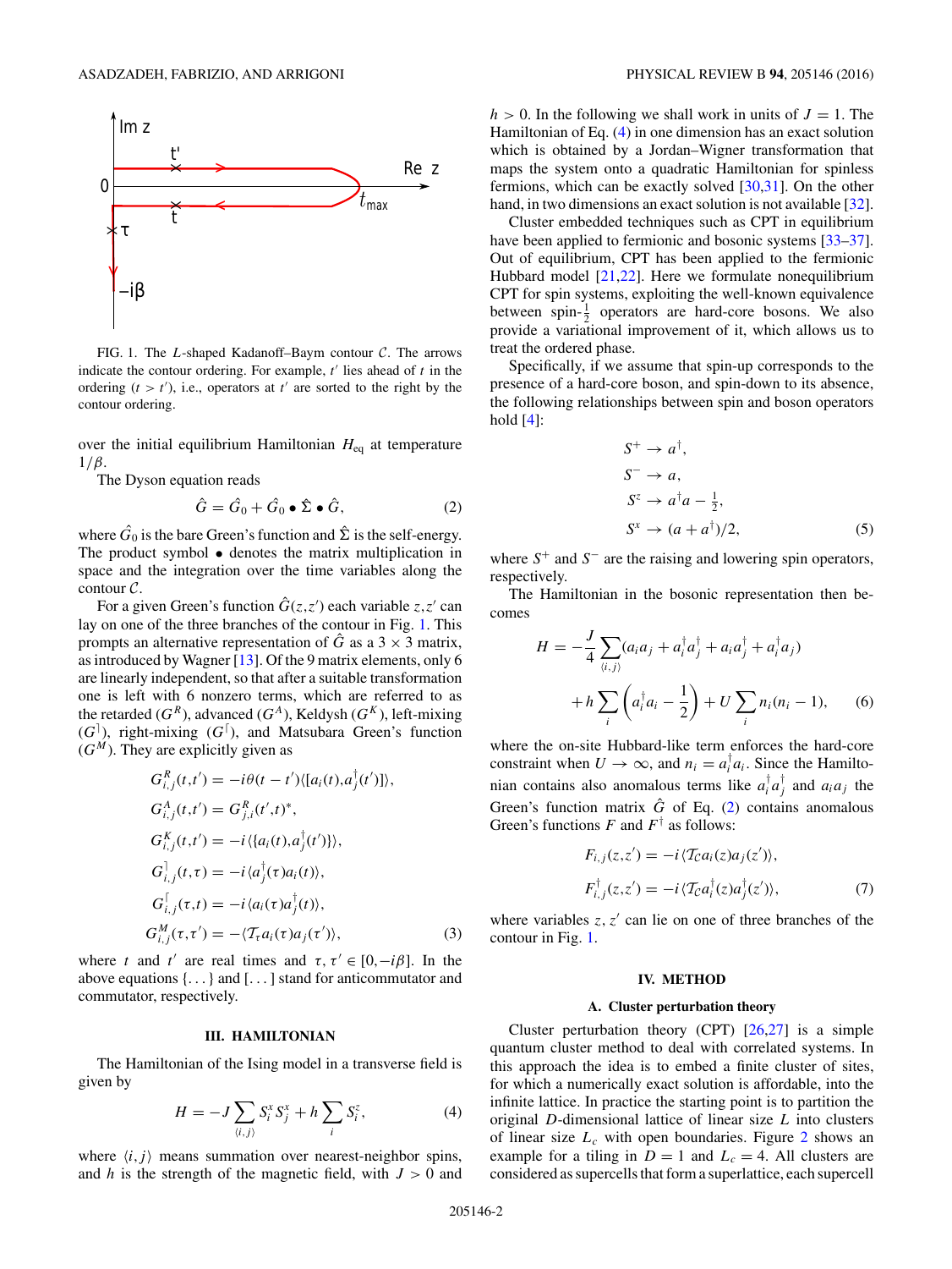FIG. 1. The $L$-shaped Kadanoff–Baym contour $\mathcal{C}$. The arrows indicate the contour ordering. For example, $t'$ lies ahead of $t$ in the ordering ($t > t'$), i.e., operators at $t'$ are sorted to the right by the contour ordering.

over the initial equilibrium Hamiltonian $H_{\text{eq}}$ at temperature $1/\beta$.

The Dyson equation reads

$$\hat{G} = \hat{G}_0 + \hat{G}_0 \bullet \hat{\Sigma} \bullet \hat{G}, \tag{2}$$

where $\hat{G}_0$ is the bare Green's function and $\hat{\Sigma}$ is the self-energy. The product symbol $\bullet$ denotes the matrix multiplication in space and the integration over the time variables along the contour $\mathcal{C}$.

For a given Green's function $\hat{G}(z,z')$ each variable $z,z'$ can lay on one of the three branches of the contour in Fig. 1. This prompts an alternative representation of $\hat{G}$ as a $3\times 3$ matrix, as introduced by Wagner [13]. Of the 9 matrix elements, only 6 are linearly independent, so that after a suitable transformation one is left with 6 nonzero terms, which are referred to as the retarded ($G^R$), advanced ($G^A$), Keldysh ($G^K$), left-mixing ($G^{\rceil}$), right-mixing ($G^{\lceil}$), and Matsubara Green's function ($G^M$). They are explicitly given as

$$\begin{aligned}
G^R_{i,j}(t,t') &= -i\theta(t-t')\langle[a_i(t),a^\dagger_j(t')]\rangle,\\
G^A_{i,j}(t,t') &= G^R_{j,i}(t',t)^*,\\
G^K_{i,j}(t,t') &= -i\langle\{a_i(t),a^\dagger_j(t')\}\rangle,\\
G^{\rceil}_{i,j}(t,\tau) &= -i\langle a^\dagger_j(\tau)a_i(t)\rangle,\\
G^{\lceil}_{i,j}(\tau,t) &= -i\langle a_i(\tau)a^\dagger_j(t)\rangle,\\
G^M_{i,j}(\tau,\tau') &= -\langle\mathcal{T}_\tau a_i(\tau)a_j(\tau')\rangle,
\end{aligned} \tag{3}$$

where $t$ and $t'$ are real times and $\tau,\tau' \in [0,-i\beta]$. In the above equations $\{\dots\}$ and $[\dots]$ stand for anticommutator and commutator, respectively.

## III. HAMILTONIAN

The Hamiltonian of the Ising model in a transverse field is given by

$$H = -J\sum_{\langle i,j\rangle} S^x_i S^x_j + h\sum_i S^z_i, \tag{4}$$

where $\langle i,j\rangle$ means summation over nearest-neighbor spins, and $h$ is the strength of the magnetic field, with $J>0$ and $h>0$. In the following we shall work in units of $J=1$. The Hamiltonian of Eq. (4) in one dimension has an exact solution which is obtained by a Jordan–Wigner transformation that maps the system onto a quadratic Hamiltonian for spinless fermions, which can be exactly solved [30,31]. On the other hand, in two dimensions an exact solution is not available [32].

Cluster embedded techniques such as CPT in equilibrium have been applied to fermionic and bosonic systems [33–37]. Out of equilibrium, CPT has been applied to the fermionic Hubbard model [21,22]. Here we formulate nonequilibrium CPT for spin systems, exploiting the well-known equivalence between spin-$\frac{1}{2}$ operators are hard-core bosons. We also provide a variational improvement of it, which allows us to treat the ordered phase.

Specifically, if we assume that spin-up corresponds to the presence of a hard-core boson, and spin-down to its absence, the following relationships between spin and boson operators hold [4]:

$$\begin{aligned}
S^+ &\to a^\dagger,\\
S^- &\to a,\\
S^z &\to a^\dagger a - \tfrac{1}{2},\\
S^x &\to (a+a^\dagger)/2,
\end{aligned} \tag{5}$$

where $S^+$ and $S^-$ are the raising and lowering spin operators, respectively.

The Hamiltonian in the bosonic representation then becomes

$$H = -\frac{J}{4}\sum_{\langle i,j\rangle}(a_i a_j + a^\dagger_i a^\dagger_j + a_i a^\dagger_j + a^\dagger_i a_j) + h\sum_i\left(a^\dagger_i a_i - \frac{1}{2}\right) + U\sum_i n_i(n_i-1), \tag{6}$$

where the on-site Hubbard-like term enforces the hard-core constraint when $U\to\infty$, and $n_i = a^\dagger_i a_i$. Since the Hamiltonian contains also anomalous terms like $a^\dagger_i a^\dagger_j$ and $a_i a_j$ the Green's function matrix $\hat{G}$ of Eq. (2) contains anomalous Green's functions $F$ and $F^\dagger$ as follows:

$$\begin{aligned}
F_{i,j}(z,z') &= -i\langle\mathcal{T}_\mathcal{C} a_i(z)a_j(z')\rangle,\\
F^\dagger_{i,j}(z,z') &= -i\langle\mathcal{T}_\mathcal{C} a^\dagger_i(z)a^\dagger_j(z')\rangle,
\end{aligned} \tag{7}$$

where variables $z,z'$ can lie on one of three branches of the contour in Fig. 1.

## IV. METHOD

### A. Cluster perturbation theory

Cluster perturbation theory (CPT) [26,27] is a simple quantum cluster method to deal with correlated systems. In this approach the idea is to embed a finite cluster of sites, for which a numerically exact solution is affordable, into the infinite lattice. In practice the starting point is to partition the original $D$-dimensional lattice of linear size $L$ into clusters of linear size $L_c$ with open boundaries. Figure 2 shows an example for a tiling in $D=1$ and $L_c=4$. All clusters are considered as supercells that form a superlattice, each supercell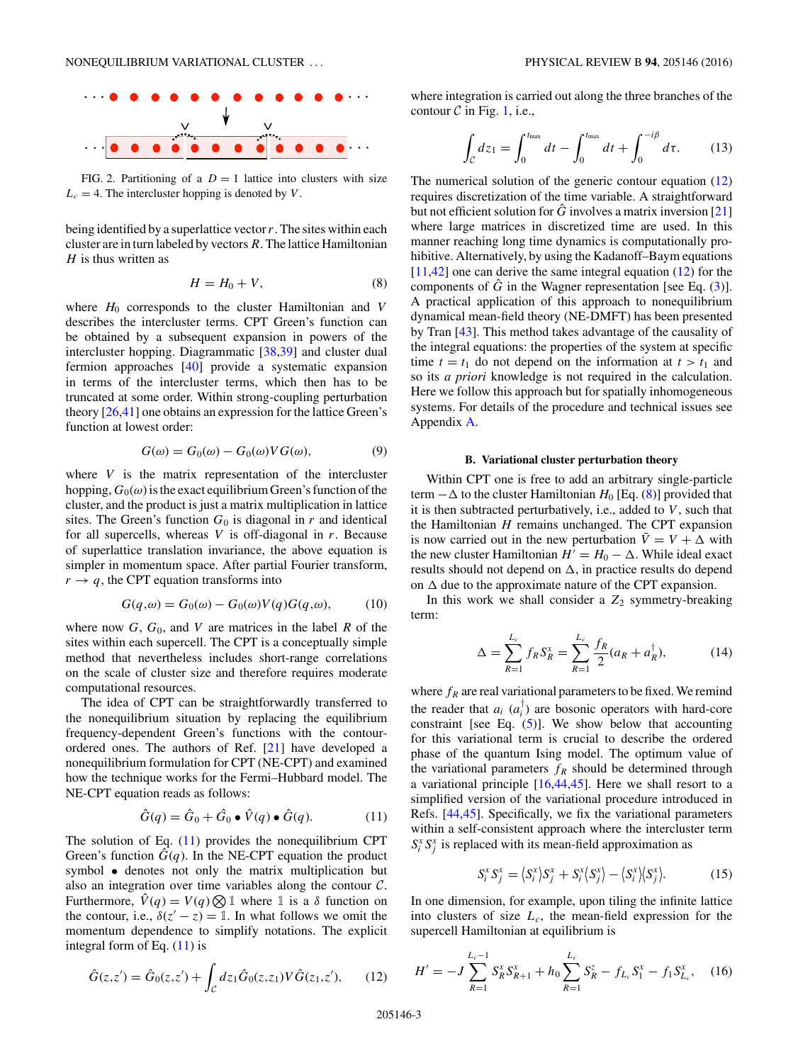FIG. 2. Partitioning of a $D=1$ lattice into clusters with size $L_c=4$. The intercluster hopping is denoted by $V$.

being identified by a superlattice vector $r$. The sites within each cluster are in turn labeled by vectors $R$. The lattice Hamiltonian $H$ is thus written as

$$H = H_0 + V, \tag{8}$$

where $H_0$ corresponds to the cluster Hamiltonian and $V$ describes the intercluster terms. CPT Green's function can be obtained by a subsequent expansion in powers of the intercluster hopping. Diagrammatic [38,39] and cluster dual fermion approaches [40] provide a systematic expansion in terms of the intercluster terms, which then has to be truncated at some order. Within strong-coupling perturbation theory [26,41] one obtains an expression for the lattice Green's function at lowest order:

$$G(\omega) = G_0(\omega) - G_0(\omega) V G(\omega), \tag{9}$$

where $V$ is the matrix representation of the intercluster hopping, $G_0(\omega)$ is the exact equilibrium Green's function of the cluster, and the product is just a matrix multiplication in lattice sites. The Green's function $G_0$ is diagonal in $r$ and identical for all supercells, whereas $V$ is off-diagonal in $r$. Because of superlattice translation invariance, the above equation is simpler in momentum space. After partial Fourier transform, $r \to q$, the CPT equation transforms into

$$G(q,\omega) = G_0(\omega) - G_0(\omega) V(q) G(q,\omega), \tag{10}$$

where now $G$, $G_0$, and $V$ are matrices in the label $R$ of the sites within each supercell. The CPT is a conceptually simple method that nevertheless includes short-range correlations on the scale of cluster size and therefore requires moderate computational resources.

The idea of CPT can be straightforwardly transferred to the nonequilibrium situation by replacing the equilibrium frequency-dependent Green's functions with the contour-ordered ones. The authors of Ref. [21] have developed a nonequilibrium formulation for CPT (NE-CPT) and examined how the technique works for the Fermi–Hubbard model. The NE-CPT equation reads as follows:

$$\hat{G}(q) = \hat{G}_0 + \hat{G}_0 \bullet \hat{V}(q) \bullet \hat{G}(q). \tag{11}$$

The solution of Eq. (11) provides the nonequilibrium CPT Green's function $\hat{G}(q)$. In the NE-CPT equation the product symbol $\bullet$ denotes not only the matrix multiplication but also an integration over time variables along the contour $\mathcal{C}$. Furthermore, $\hat{V}(q) = V(q) \bigotimes \mathbb{1}$ where $\mathbb{1}$ is a $\delta$ function on the contour, i.e., $\delta(z'-z) = \mathbb{1}$. In what follows we omit the momentum dependence to simplify notations. The explicit integral form of Eq. (11) is

$$\hat{G}(z,z') = \hat{G}_0(z,z') + \int_{\mathcal{C}} dz_1 \hat{G}_0(z,z_1) V \hat{G}(z_1,z'), \tag{12}$$

where integration is carried out along the three branches of the contour $\mathcal{C}$ in Fig. 1, i.e.,

$$\int_{\mathcal{C}} dz_1 = \int_0^{t_{\max}} dt - \int_0^{t_{\max}} dt + \int_0^{-i\beta} d\tau. \tag{13}$$

The numerical solution of the generic contour equation (12) requires discretization of the time variable. A straightforward but not efficient solution for $\hat{G}$ involves a matrix inversion [21] where large matrices in discretized time are used. In this manner reaching long time dynamics is computationally prohibitive. Alternatively, by using the Kadanoff–Baym equations [11,42] one can derive the same integral equation (12) for the components of $\hat{G}$ in the Wagner representation [see Eq. (3)]. A practical application of this approach to nonequilibrium dynamical mean-field theory (NE-DMFT) has been presented by Tran [43]. This method takes advantage of the causality of the integral equations: the properties of the system at specific time $t = t_1$ do not depend on the information at $t > t_1$ and so its *a priori* knowledge is not required in the calculation. Here we follow this approach but for spatially inhomogeneous systems. For details of the procedure and technical issues see Appendix A.

### B. Variational cluster perturbation theory

Within CPT one is free to add an arbitrary single-particle term $-\Delta$ to the cluster Hamiltonian $H_0$ [Eq. (8)] provided that it is then subtracted perturbatively, i.e., added to $V$, such that the Hamiltonian $H$ remains unchanged. The CPT expansion is now carried out in the new perturbation $\bar{V} = V + \Delta$ with the new cluster Hamiltonian $H' = H_0 - \Delta$. While ideal exact results should not depend on $\Delta$, in practice results do depend on $\Delta$ due to the approximate nature of the CPT expansion.

In this work we shall consider a $Z_2$ symmetry-breaking term:

$$\Delta = \sum_{R=1}^{L_c} f_R S_R^x = \sum_{R=1}^{L_c} \frac{f_R}{2}(a_R + a_R^\dagger), \tag{14}$$

where $f_R$ are real variational parameters to be fixed. We remind the reader that $a_i$ ($a_i^\dagger$) are bosonic operators with hard-core constraint [see Eq. (5)]. We show below that accounting for this variational term is crucial to describe the ordered phase of the quantum Ising model. The optimum value of the variational parameters $f_R$ should be determined through a variational principle [16,44,45]. Here we shall resort to a simplified version of the variational procedure introduced in Refs. [44,45]. Specifically, we fix the variational parameters within a self-consistent approach where the intercluster term $S_i^x S_j^x$ is replaced with its mean-field approximation as

$$S_i^x S_j^x = \langle S_i^x \rangle S_j^x + S_i^x \langle S_j^x \rangle - \langle S_i^x \rangle \langle S_j^x \rangle. \tag{15}$$

In one dimension, for example, upon tiling the infinite lattice into clusters of size $L_c$, the mean-field expression for the supercell Hamiltonian at equilibrium is

$$H' = -J \sum_{R=1}^{L_c-1} S_R^x S_{R+1}^x + h_0 \sum_{R=1}^{L_c} S_R^z - f_{L_c} S_1^x - f_1 S_{L_c}^x, \tag{16}$$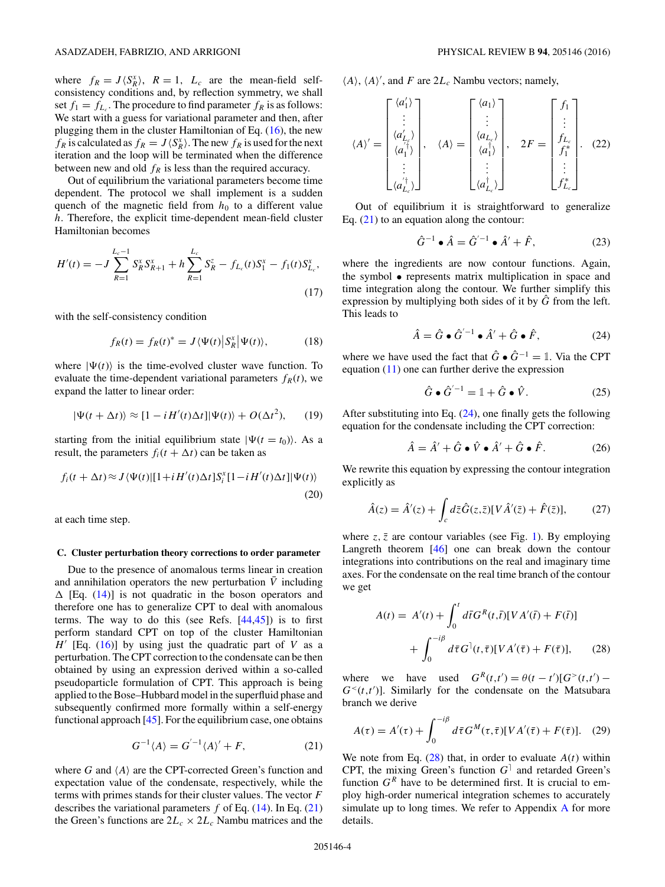where $f_R = J\langle S_R^x \rangle$, $R = 1$, $L_c$ are the mean-field self-consistency conditions and, by reflection symmetry, we shall set $f_1 = f_{L_c}$. The procedure to find parameter $f_R$ is as follows: We start with a guess for variational parameter and then, after plugging them in the cluster Hamiltonian of Eq. (16), the new $f_R$ is calculated as $f_R = J\langle S_R^x \rangle$. The new $f_R$ is used for the next iteration and the loop will be terminated when the difference between new and old $f_R$ is less than the required accuracy.

Out of equilibrium the variational parameters become time dependent. The protocol we shall implement is a sudden quench of the magnetic field from $h_0$ to a different value $h$. Therefore, the explicit time-dependent mean-field cluster Hamiltonian becomes

$$H'(t) = -J\sum_{R=1}^{L_c-1} S_R^x S_{R+1}^x + h\sum_{R=1}^{L_c} S_R^z - f_{L_c}(t)S_1^x - f_1(t)S_{L_c}^x, \tag{17}$$

with the self-consistency condition

$$f_R(t) = f_R(t)^* = J\langle \Psi(t)|S_R^x|\Psi(t)\rangle, \tag{18}$$

where $|\Psi(t)\rangle$ is the time-evolved cluster wave function. To evaluate the time-dependent variational parameters $f_R(t)$, we expand the latter to linear order:

$$|\Psi(t+\Delta t)\rangle \approx [1 - iH'(t)\Delta t]|\Psi(t)\rangle + O(\Delta t^2), \tag{19}$$

starting from the initial equilibrium state $|\Psi(t = t_0)\rangle$. As a result, the parameters $f_i(t+\Delta t)$ can be taken as

$$f_i(t+\Delta t) \approx J\langle \Psi(t)|[1 + iH'(t)\Delta t]S_i^x[1 - iH'(t)\Delta t]|\Psi(t)\rangle \tag{20}$$

at each time step.

### C. Cluster perturbation theory corrections to order parameter

Due to the presence of anomalous terms linear in creation and annihilation operators the new perturbation $\bar{V}$ including $\Delta$ [Eq. (14)] is not quadratic in the boson operators and therefore one has to generalize CPT to deal with anomalous terms. The way to do this (see Refs. [44,45]) is to first perform standard CPT on top of the cluster Hamiltonian $H'$ [Eq. (16)] by using just the quadratic part of $V$ as a perturbation. The CPT correction to the condensate can be then obtained by using an expression derived within a so-called pseudoparticle formulation of CPT. This approach is being applied to the Bose–Hubbard model in the superfluid phase and subsequently confirmed more formally within a self-energy functional approach [45]. For the equilibrium case, one obtains

$$G^{-1}\langle A\rangle = G'^{-1}\langle A\rangle' + F, \tag{21}$$

where $G$ and $\langle A\rangle$ are the CPT-corrected Green's function and expectation value of the condensate, respectively, while the terms with primes stands for their cluster values. The vector $F$ describes the variational parameters $f$ of Eq. (14). In Eq. (21) the Green's functions are $2L_c \times 2L_c$ Nambu matrices and the $\langle A\rangle$, $\langle A\rangle'$, and $F$ are $2L_c$ Nambu vectors; namely,

$$\langle A\rangle' = \begin{bmatrix} \langle a_1'\rangle \\ \vdots \\ \langle a_{L_c}'\rangle \\ \langle a_1'^{\dagger}\rangle \\ \vdots \\ \langle a_{L_c}'^{\dagger}\rangle \end{bmatrix}, \quad \langle A\rangle = \begin{bmatrix} \langle a_1\rangle \\ \vdots \\ \langle a_{L_c}\rangle \\ \langle a_1^{\dagger}\rangle \\ \vdots \\ \langle a_{L_c}^{\dagger}\rangle \end{bmatrix}, \quad 2F = \begin{bmatrix} f_1 \\ \vdots \\ f_{L_c} \\ f_1^* \\ \vdots \\ f_{L_c}^* \end{bmatrix}. \tag{22}$$

Out of equilibrium it is straightforward to generalize Eq. (21) to an equation along the contour:

$$\hat{G}^{-1}\bullet\hat{A} = \hat{G}'^{-1}\bullet\hat{A}' + \hat{F}, \tag{23}$$

where the ingredients are now contour functions. Again, the symbol $\bullet$ represents matrix multiplication in space and time integration along the contour. We further simplify this expression by multiplying both sides of it by $\hat{G}$ from the left. This leads to

$$\hat{A} = \hat{G}\bullet\hat{G}'^{-1}\bullet\hat{A}' + \hat{G}\bullet\hat{F}, \tag{24}$$

where we have used the fact that $\hat{G}\bullet\hat{G}^{-1} = \mathbb{1}$. Via the CPT equation (11) one can further derive the expression

$$\hat{G}\bullet\hat{G}'^{-1} = \mathbb{1} + \hat{G}\bullet\hat{V}. \tag{25}$$

After substituting into Eq. (24), one finally gets the following equation for the condensate including the CPT correction:

$$\hat{A} = \hat{A}' + \hat{G}\bullet\hat{V}\bullet\hat{A}' + \hat{G}\bullet\hat{F}. \tag{26}$$

We rewrite this equation by expressing the contour integration explicitly as

$$\hat{A}(z) = \hat{A}'(z) + \int_c d\bar{z}\hat{G}(z,\bar{z})[V\hat{A}'(\bar{z}) + \hat{F}(\bar{z})], \tag{27}$$

where $z, \bar{z}$ are contour variables (see Fig. 1). By employing Langreth theorem [46] one can break down the contour integrations into contributions on the real and imaginary time axes. For the condensate on the real time branch of the contour we get

$$A(t) = A'(t) + \int_0^t d\bar{t}G^R(t,\bar{t})[VA'(\bar{t}) + F(\bar{t})] + \int_0^{-i\beta} d\bar{\tau}G^{\rceil}(t,\bar{\tau})[VA'(\bar{\tau}) + F(\bar{\tau})], \tag{28}$$

where we have used $G^R(t,t') = \theta(t-t')[G^>(t,t') - G^<(t,t')]$. Similarly for the condensate on the Matsubara branch we derive

$$A(\tau) = A'(\tau) + \int_0^{-i\beta} d\bar{\tau}G^M(\tau,\bar{\tau})[VA'(\bar{\tau}) + F(\bar{\tau})]. \tag{29}$$

We note from Eq. (28) that, in order to evaluate $A(t)$ within CPT, the mixing Green's function $G^{\rceil}$ and retarded Green's function $G^R$ have to be determined first. It is crucial to employ high-order numerical integration schemes to accurately simulate up to long times. We refer to Appendix A for more details.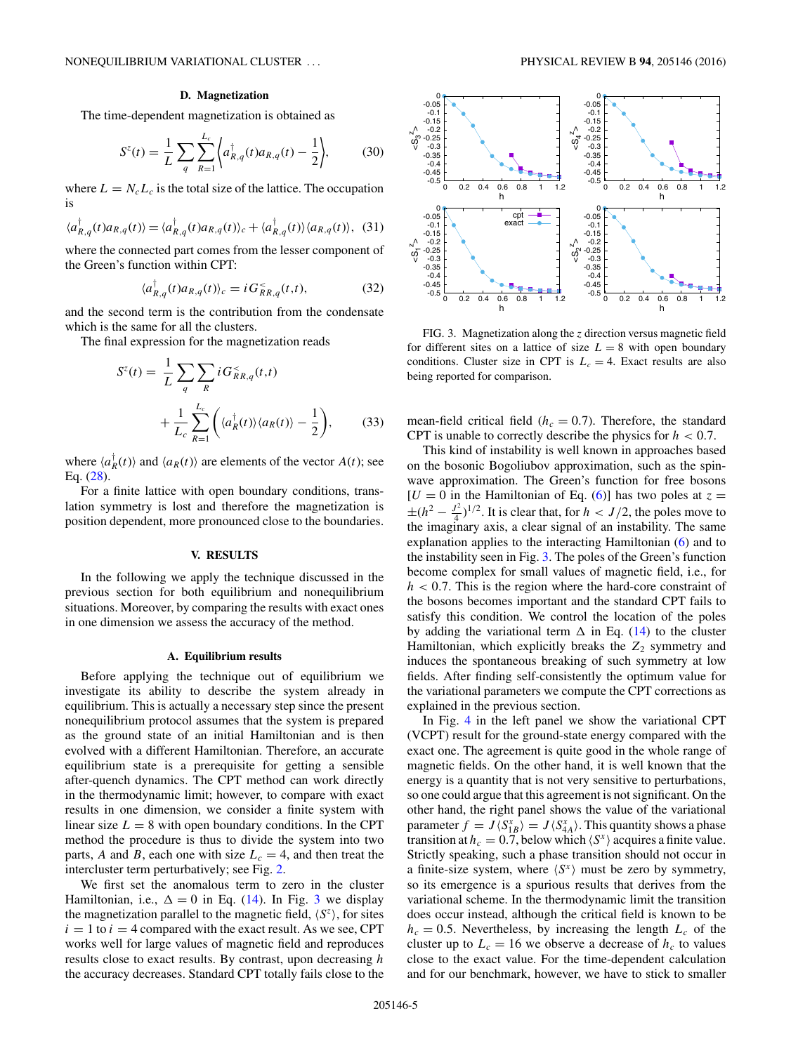### D. Magnetization

The time-dependent magnetization is obtained as

$$S^z(t) = \frac{1}{L}\sum_q \sum_{R=1}^{L_c} \left\langle a^\dagger_{R,q}(t) a_{R,q}(t) - \frac{1}{2}\right\rangle, \tag{30}$$

where $L = N_c L_c$ is the total size of the lattice. The occupation is

$$\langle a^\dagger_{R,q}(t) a_{R,q}(t)\rangle = \langle a^\dagger_{R,q}(t) a_{R,q}(t)\rangle_c + \langle a^\dagger_{R,q}(t)\rangle\langle a_{R,q}(t)\rangle, \tag{31}$$

where the connected part comes from the lesser component of the Green's function within CPT:

$$\langle a^\dagger_{R,q}(t) a_{R,q}(t)\rangle_c = iG^<_{RR,q}(t,t), \tag{32}$$

and the second term is the contribution from the condensate which is the same for all the clusters.

The final expression for the magnetization reads

$$S^z(t) = \frac{1}{L}\sum_q \sum_R iG^<_{RR,q}(t,t) + \frac{1}{L_c}\sum_{R=1}^{L_c}\left(\langle a^\dagger_R(t)\rangle\langle a_R(t)\rangle - \frac{1}{2}\right), \tag{33}$$

where $\langle a^\dagger_R(t)\rangle$ and $\langle a_R(t)\rangle$ are elements of the vector $A(t)$; see Eq. (28).

For a finite lattice with open boundary conditions, translation symmetry is lost and therefore the magnetization is position dependent, more pronounced close to the boundaries.

## V. RESULTS

In the following we apply the technique discussed in the previous section for both equilibrium and nonequilibrium situations. Moreover, by comparing the results with exact ones in one dimension we assess the accuracy of the method.

### A. Equilibrium results

Before applying the technique out of equilibrium we investigate its ability to describe the system already in equilibrium. This is actually a necessary step since the present nonequilibrium protocol assumes that the system is prepared as the ground state of an initial Hamiltonian and is then evolved with a different Hamiltonian. Therefore, an accurate equilibrium state is a prerequisite for getting a sensible after-quench dynamics. The CPT method can work directly in the thermodynamic limit; however, to compare with exact results in one dimension, we consider a finite system with linear size $L = 8$ with open boundary conditions. In the CPT method the procedure is thus to divide the system into two parts, $A$ and $B$, each one with size $L_c = 4$, and then treat the intercluster term perturbatively; see Fig. 2.

We first set the anomalous term to zero in the cluster Hamiltonian, i.e., $\Delta = 0$ in Eq. (14). In Fig. 3 we display the magnetization parallel to the magnetic field, $\langle S^z\rangle$, for sites $i = 1$ to $i = 4$ compared with the exact result. As we see, CPT works well for large values of magnetic field and reproduces results close to exact results. By contrast, upon decreasing $h$ the accuracy decreases. Standard CPT totally fails close to the mean-field critical field ($h_c = 0.7$). Therefore, the standard CPT is unable to correctly describe the physics for $h < 0.7$.

FIG. 3. Magnetization along the $z$ direction versus magnetic field for different sites on a lattice of size $L = 8$ with open boundary conditions. Cluster size in CPT is $L_c = 4$. Exact results are also being reported for comparison.

This kind of instability is well known in approaches based on the bosonic Bogoliubov approximation, such as the spin-wave approximation. The Green's function for free bosons [$U = 0$ in the Hamiltonian of Eq. (6)] has two poles at $z = \pm(h^2 - \frac{J^2}{4})^{1/2}$. It is clear that, for $h < J/2$, the poles move to the imaginary axis, a clear signal of an instability. The same explanation applies to the interacting Hamiltonian (6) and to the instability seen in Fig. 3. The poles of the Green's function become complex for small values of magnetic field, i.e., for $h < 0.7$. This is the region where the hard-core constraint of the bosons becomes important and the standard CPT fails to satisfy this condition. We control the location of the poles by adding the variational term $\Delta$ in Eq. (14) to the cluster Hamiltonian, which explicitly breaks the $Z_2$ symmetry and induces the spontaneous breaking of such symmetry at low fields. After finding self-consistently the optimum value for the variational parameters we compute the CPT corrections as explained in the previous section.

In Fig. 4 in the left panel we show the variational CPT (VCPT) result for the ground-state energy compared with the exact one. The agreement is quite good in the whole range of magnetic fields. On the other hand, it is well known that the energy is a quantity that is not very sensitive to perturbations, so one could argue that this agreement is not significant. On the other hand, the right panel shows the value of the variational parameter $f = J\langle S^x_{1B}\rangle = J\langle S^x_{4A}\rangle$. This quantity shows a phase transition at $h_c = 0.7$, below which $\langle S^x\rangle$ acquires a finite value. Strictly speaking, such a phase transition should not occur in a finite-size system, where $\langle S^x\rangle$ must be zero by symmetry, so its emergence is a spurious results that derives from the variational scheme. In the thermodynamic limit the transition does occur instead, although the critical field is known to be $h_c = 0.5$. Nevertheless, by increasing the length $L_c$ of the cluster up to $L_c = 16$ we observe a decrease of $h_c$ to values close to the exact value. For the time-dependent calculation and for our benchmark, however, we have to stick to smaller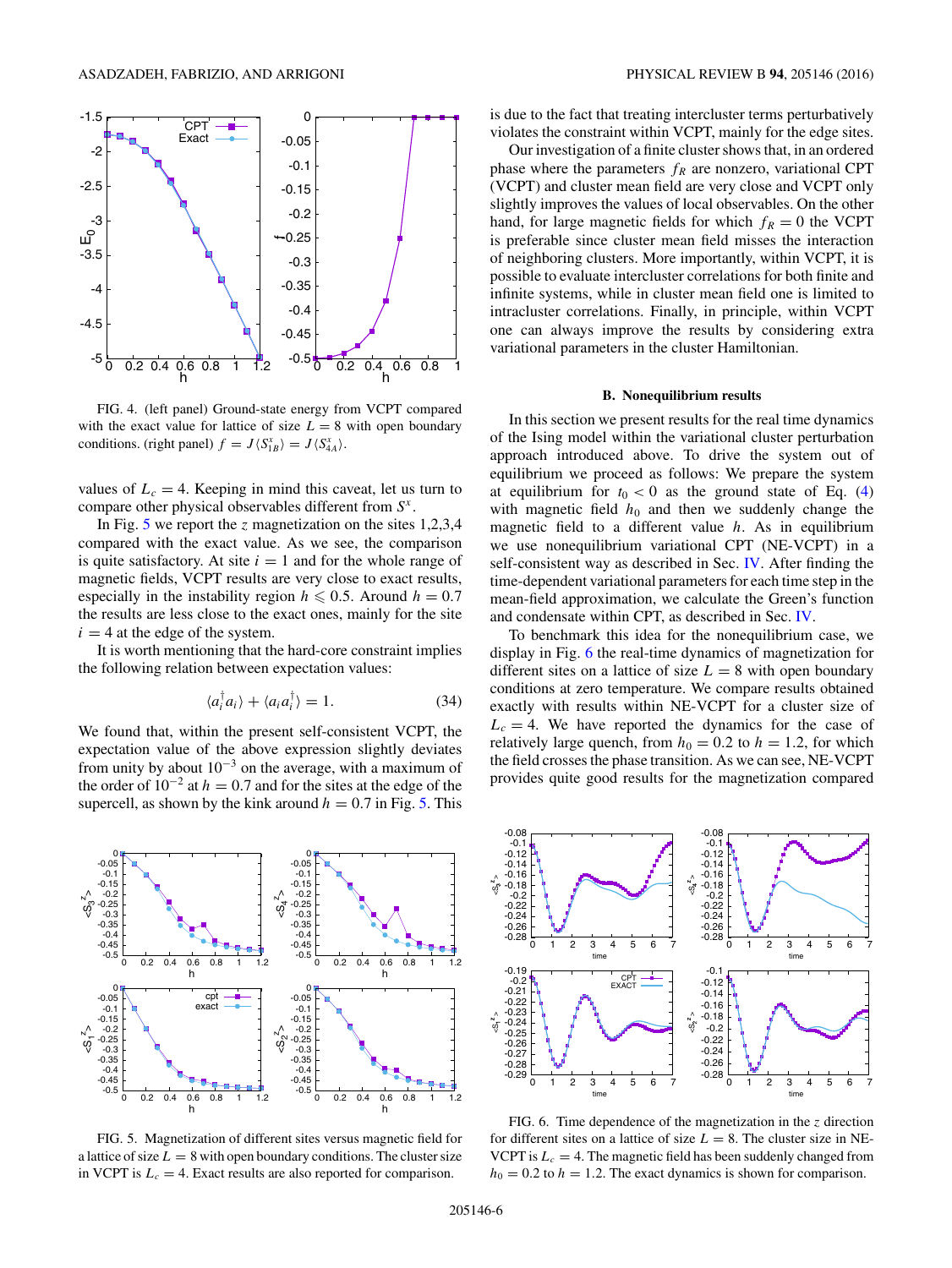FIG. 4. (left panel) Ground-state energy from VCPT compared with the exact value for lattice of size $L = 8$ with open boundary conditions. (right panel) $f = J\langle S^x_{1B}\rangle = J\langle S^x_{4A}\rangle$.

values of $L_c = 4$. Keeping in mind this caveat, let us turn to compare other physical observables different from $S^x$.

In Fig. 5 we report the $z$ magnetization on the sites 1,2,3,4 compared with the exact value. As we see, the comparison is quite satisfactory. At site $i = 1$ and for the whole range of magnetic fields, VCPT results are very close to exact results, especially in the instability region $h \leqslant 0.5$. Around $h = 0.7$ the results are less close to the exact ones, mainly for the site $i = 4$ at the edge of the system.

It is worth mentioning that the hard-core constraint implies the following relation between expectation values:

$$\langle a_i^\dagger a_i\rangle + \langle a_i a_i^\dagger\rangle = 1. \tag{34}$$

We found that, within the present self-consistent VCPT, the expectation value of the above expression slightly deviates from unity by about $10^{-3}$ on the average, with a maximum of the order of $10^{-2}$ at $h = 0.7$ and for the sites at the edge of the supercell, as shown by the kink around $h = 0.7$ in Fig. 5. This is due to the fact that treating intercluster terms perturbatively violates the constraint within VCPT, mainly for the edge sites.

Our investigation of a finite cluster shows that, in an ordered phase where the parameters $f_R$ are nonzero, variational CPT (VCPT) and cluster mean field are very close and VCPT only slightly improves the values of local observables. On the other hand, for large magnetic fields for which $f_R = 0$ the VCPT is preferable since cluster mean field misses the interaction of neighboring clusters. More importantly, within VCPT, it is possible to evaluate intercluster correlations for both finite and infinite systems, while in cluster mean field one is limited to intracluster correlations. Finally, in principle, within VCPT one can always improve the results by considering extra variational parameters in the cluster Hamiltonian.

### B. Nonequilibrium results

In this section we present results for the real time dynamics of the Ising model within the variational cluster perturbation approach introduced above. To drive the system out of equilibrium we proceed as follows: We prepare the system at equilibrium for $t_0 < 0$ as the ground state of Eq. (4) with magnetic field $h_0$ and then we suddenly change the magnetic field to a different value $h$. As in equilibrium we use nonequilibrium variational CPT (NE-VCPT) in a self-consistent way as described in Sec. IV. After finding the time-dependent variational parameters for each time step in the mean-field approximation, we calculate the Green's function and condensate within CPT, as described in Sec. IV.

To benchmark this idea for the nonequilibrium case, we display in Fig. 6 the real-time dynamics of magnetization for different sites on a lattice of size $L = 8$ with open boundary conditions at zero temperature. We compare results obtained exactly with results within NE-VCPT for a cluster size of $L_c = 4$. We have reported the dynamics for the case of relatively large quench, from $h_0 = 0.2$ to $h = 1.2$, for which the field crosses the phase transition. As we can see, NE-VCPT provides quite good results for the magnetization compared

FIG. 5. Magnetization of different sites versus magnetic field for a lattice of size $L = 8$ with open boundary conditions. The cluster size in VCPT is $L_c = 4$. Exact results are also reported for comparison.

FIG. 6. Time dependence of the magnetization in the $z$ direction for different sites on a lattice of size $L = 8$. The cluster size in NE-VCPT is $L_c = 4$. The magnetic field has been suddenly changed from $h_0 = 0.2$ to $h = 1.2$. The exact dynamics is shown for comparison.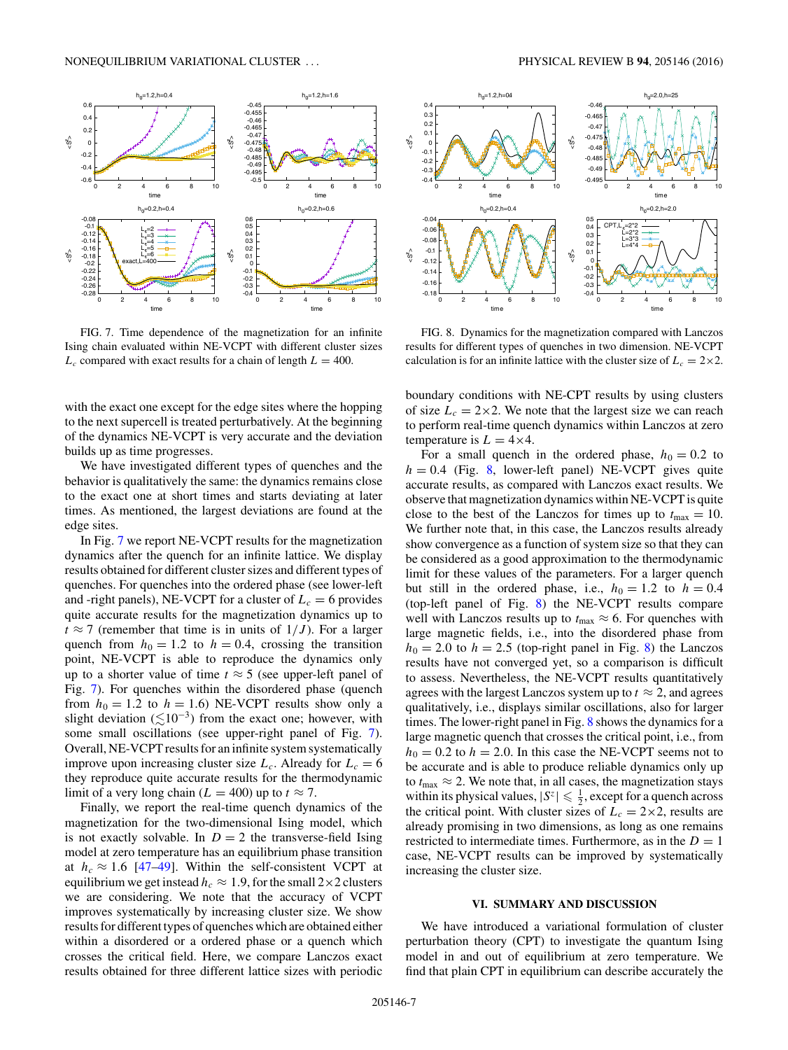FIG. 7. Time dependence of the magnetization for an infinite Ising chain evaluated within NE-VCPT with different cluster sizes $L_c$ compared with exact results for a chain of length $L = 400$.

FIG. 8. Dynamics for the magnetization compared with Lanczos results for different types of quenches in two dimension. NE-VCPT calculation is for an infinite lattice with the cluster size of $L_c = 2{\times}2$.

with the exact one except for the edge sites where the hopping to the next supercell is treated perturbatively. At the beginning of the dynamics NE-CPT is very accurate and the deviation builds up as time progresses.

We have investigated different types of quenches and the behavior is qualitatively the same: the dynamics remains close to the exact one at short times and starts deviating at later times. As mentioned, the largest deviations are found at the edge sites.

In Fig. 7 we report NE-VCPT results for the magnetization dynamics after the quench for an infinite lattice. We display results obtained for different cluster sizes and different types of quenches. For quenches into the ordered phase (see lower-left and -right panels), NE-VCPT for a cluster of $L_c = 6$ provides quite accurate results for the magnetization dynamics up to $t \approx 7$ (remember that time is in units of $1/J$). For a larger quench from $h_0 = 1.2$ to $h = 0.4$, crossing the transition point, NE-VCPT is able to reproduce the dynamics only up to a shorter value of time $t \approx 5$ (see upper-left panel of Fig. 7). For quenches within the disordered phase (quench from $h_0 = 1.2$ to $h = 1.6$) NE-VCPT results show only a slight deviation ($\lesssim 10^{-3}$) from the exact one; however, with some small oscillations (see upper-right panel of Fig. 7). Overall, NE-VCPT results for an infinite system systematically improve upon increasing cluster size $L_c$. Already for $L_c = 6$ they reproduce quite accurate results for the thermodynamic limit of a very long chain ($L = 400$) up to $t \approx 7$.

Finally, we report the real-time quench dynamics of the magnetization for the two-dimensional Ising model, which is not exactly solvable. In $D = 2$ the transverse-field Ising model at zero temperature has an equilibrium phase transition at $h_c \approx 1.6$ [47–49]. Within the self-consistent VCPT at equilibrium we get instead $h_c \approx 1.9$, for the small $2{\times}2$ clusters we are considering. We note that the accuracy of VCPT improves systematically by increasing cluster size. We show results for different types of quenches which are obtained either within a disordered or a ordered phase or a quench which crosses the critical field. Here, we compare Lanczos exact results obtained for three different lattice sizes with periodic boundary conditions with NE-CPT results by using clusters of size $L_c = 2{\times}2$. We note that the largest size we can reach to perform real-time quench dynamics within Lanczos at zero temperature is $L = 4{\times}4$.

For a small quench in the ordered phase, $h_0 = 0.2$ to $h = 0.4$ (Fig. 8, lower-left panel) NE-VCPT gives quite accurate results, as compared with Lanczos exact results. We observe that magnetization dynamics within NE-VCPT is quite close to the best of the Lanczos for times up to $t_{\max} = 10$. We further note that, in this case, the Lanczos results already show convergence as a function of system size so that they can be considered as a good approximation to the thermodynamic limit for these values of the parameters. For a larger quench but still in the ordered phase, i.e., $h_0 = 1.2$ to $h = 0.4$ (top-left panel of Fig. 8) the NE-VCPT results compare well with Lanczos results up to $t_{\max} \approx 6$. For quenches with large magnetic fields, i.e., into the disordered phase from $h_0 = 2.0$ to $h = 2.5$ (top-right panel in Fig. 8) the Lanczos results have not converged yet, so a comparison is difficult to assess. Nevertheless, the NE-VCPT results quantitatively agrees with the largest Lanczos system up to $t \approx 2$, and agrees qualitatively, i.e., displays similar oscillations, also for larger times. The lower-right panel in Fig. 8 shows the dynamics for a large magnetic quench that crosses the critical point, i.e., from $h_0 = 0.2$ to $h = 2.0$. In this case the NE-VCPT seems not to be accurate and is able to produce reliable dynamics only up to $t_{\max} \approx 2$. We note that, in all cases, the magnetization stays within its physical values, $|S^z| \leqslant \frac{1}{2}$, except for a quench across the critical point. With cluster sizes of $L_c = 2{\times}2$, results are already promising in two dimensions, as long as one remains restricted to intermediate times. Furthermore, as in the $D = 1$ case, NE-VCPT results can be improved by systematically increasing the cluster size.

## VI. SUMMARY AND DISCUSSION

We have introduced a variational formulation of cluster perturbation theory (CPT) to investigate the quantum Ising model in and out of equilibrium at zero temperature. We find that plain CPT in equilibrium can describe accurately the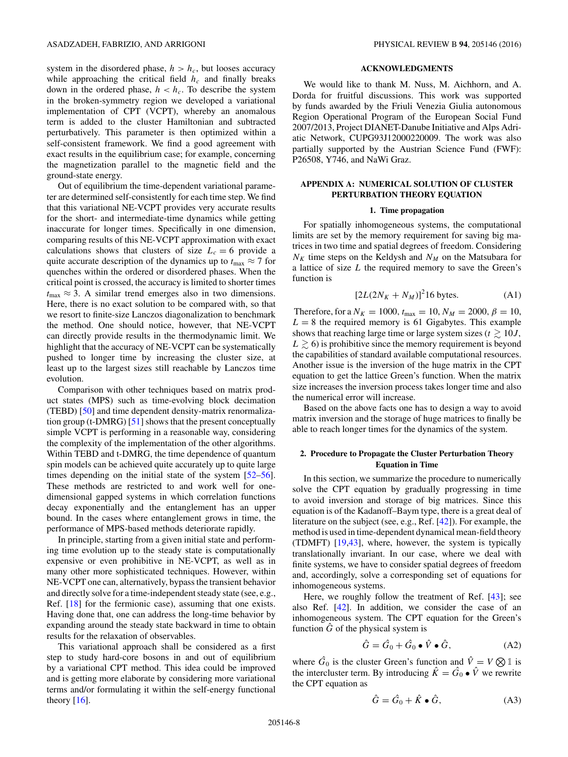system in the disordered phase, $h > h_c$, but looses accuracy while approaching the critical field $h_c$ and finally breaks down in the ordered phase, $h < h_c$. To describe the system in the broken-symmetry region we developed a variational implementation of CPT (VCPT), whereby an anomalous term is added to the cluster Hamiltonian and subtracted perturbatively. This parameter is then optimized within a self-consistent framework. We find a good agreement with exact results in the equilibrium case; for example, concerning the magnetization parallel to the magnetic field and the ground-state energy.

Out of equilibrium the time-dependent variational parameter are determined self-consistently for each time step. We find that this variational NE-VCPT provides very accurate results for the short- and intermediate-time dynamics while getting inaccurate for longer times. Specifically in one dimension, comparing results of this NE-VCPT approximation with exact calculations shows that clusters of size $L_c = 6$ provide a quite accurate description of the dynamics up to $t_{\max} \approx 7$ for quenches within the ordered or disordered phases. When the critical point is crossed, the accuracy is limited to shorter times $t_{\max} \approx 3$. A similar trend emerges also in two dimensions. Here, there is no exact solution to be compared with, so that we resort to finite-size Lanczos diagonalization to benchmark the method. One should notice, however, that NE-VCPT can directly provide results in the thermodynamic limit. We highlight that the accuracy of NE-VCPT can be systematically pushed to longer time by increasing the cluster size, at least up to the largest sizes still reachable by Lanczos time evolution.

Comparison with other techniques based on matrix product states (MPS) such as time-evolving block decimation (TEBD) [50] and time dependent density-matrix renormalization group (t-DMRG) [51] shows that the present conceptually simple VCPT is performing in a reasonable way, considering the complexity of the implementation of the other algorithms. Within TEBD and t-DMRG, the time dependence of quantum spin models can be achieved quite accurately up to quite large times depending on the initial state of the system [52–56]. These methods are restricted to and work well for one-dimensional gapped systems in which correlation functions decay exponentially and the entanglement has an upper bound. In the cases where entanglement grows in time, the performance of MPS-based methods deteriorate rapidly.

In principle, starting from a given initial state and performing time evolution up to the steady state is computationally expensive or even prohibitive in NE-VCPT, as well as in many other more sophisticated techniques. However, within NE-VCPT one can, alternatively, bypass the transient behavior and directly solve for a time-independent steady state (see, e.g., Ref. [18] for the fermionic case), assuming that one exists. Having done that, one can address the long-time behavior by expanding around the steady state backward in time to obtain results for the relaxation of observables.

This variational approach shall be considered as a first step to study hard-core bosons in and out of equilibrium by a variational CPT method. This idea could be improved and is getting more elaborate by considering more variational terms and/or formulating it within the self-energy functional theory [16].

## ACKNOWLEDGMENTS

We would like to thank M. Nuss, M. Aichhorn, and A. Dorda for fruitful discussions. This work was supported by funds awarded by the Friuli Venezia Giulia autonomous Region Operational Program of the European Social Fund 2007/2013, Project DIANET-Danube Initiative and Alps Adriatic Network, CUPG93J12000220009. The work was also partially supported by the Austrian Science Fund (FWF): P26508, Y746, and NaWi Graz.

## APPENDIX A: NUMERICAL SOLUTION OF CLUSTER PERTURBATION THEORY EQUATION

### 1. Time propagation

For spatially inhomogeneous systems, the computational limits are set by the memory requirement for saving big matrices in two time and spatial degrees of freedom. Considering $N_K$ time steps on the Keldysh and $N_M$ on the Matsubara for a lattice of size $L$ the required memory to save the Green's function is

$$[2L(2N_K + N_M)]^2 16 \text{ bytes.} \tag{A1}$$

Therefore, for a $N_K = 1000$, $t_{\max} = 10$, $N_M = 2000$, $\beta = 10$, $L = 8$ the required memory is 61 Gigabytes. This example shows that reaching large time or large system sizes ($t \gtrsim 10J$, $L \gtrsim 6$) is prohibitive since the memory requirement is beyond the capabilities of standard available computational resources. Another issue is the inversion of the huge matrix in the CPT equation to get the lattice Green's function. When the matrix size increases the inversion process takes longer time and also the numerical error will increase.

Based on the above facts one has to design a way to avoid matrix inversion and the storage of huge matrices to finally be able to reach longer times for the dynamics of the system.

### 2. Procedure to Propagate the Cluster Perturbation Theory Equation in Time

In this section, we summarize the procedure to numerically solve the CPT equation by gradually progressing in time to avoid inversion and storage of big matrices. Since this equation is of the Kadanoff–Baym type, there is a great deal of literature on the subject (see, e.g., Ref. [42]). For example, the method is used in time-dependent dynamical mean-field theory (TDMFT) [19,43], where, however, the system is typically translationally invariant. In our case, where we deal with finite systems, we have to consider spatial degrees of freedom and, accordingly, solve a corresponding set of equations for inhomogeneous systems.

Here, we roughly follow the treatment of Ref. [43]; see also Ref. [42]. In addition, we consider the case of an inhomogeneous system. The CPT equation for the Green's function $\hat{G}$ of the physical system is

$$\hat{G} = \hat{G}_0 + \hat{G}_0 \bullet \hat{V} \bullet \hat{G}, \tag{A2}$$

where $\hat{G}_0$ is the cluster Green's function and $\hat{V} = V \bigotimes \mathbb{1}$ is the intercluster term. By introducing $\hat{K} = \hat{G}_0 \bullet \hat{V}$ we rewrite the CPT equation as

$$\hat{G} = \hat{G}_0 + \hat{K} \bullet \hat{G}, \tag{A3}$$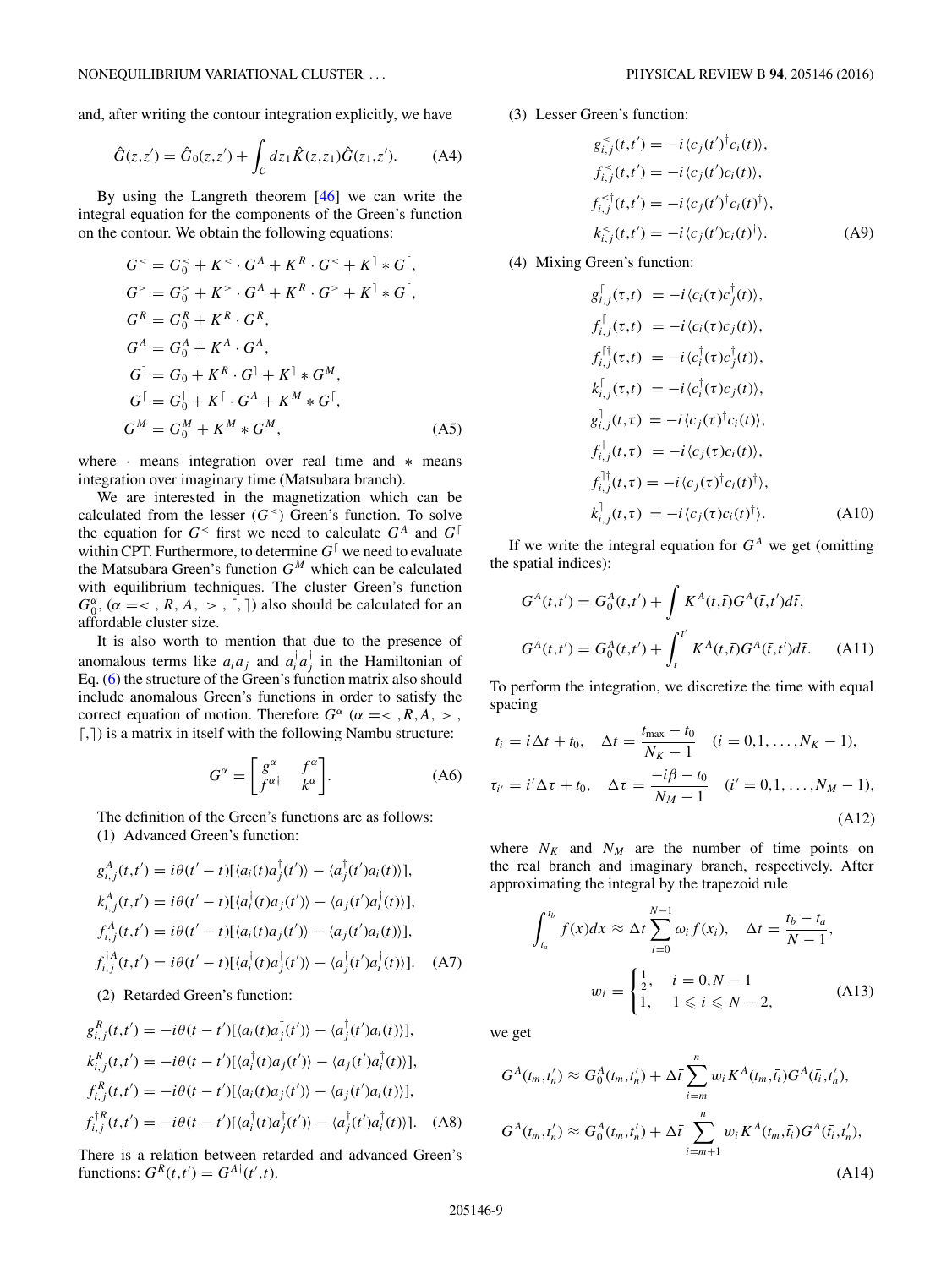and, after writing the contour integration explicitly, we have

$$\hat{G}(z,z') = \hat{G}_0(z,z') + \int_{\mathcal{C}} dz_1 \hat{K}(z,z_1)\hat{G}(z_1,z'). \tag{A4}$$

By using the Langreth theorem [46] we can write the integral equation for the components of the Green's function on the contour. We obtain the following equations:

$$\begin{aligned}
G^< &= G_0^< + K^< \cdot G^A + K^R \cdot G^< + K^\rceil * G^\lceil,\\
G^> &= G_0^> + K^> \cdot G^A + K^R \cdot G^> + K^\rceil * G^\lceil,\\
G^R &= G_0^R + K^R \cdot G^R,\\
G^A &= G_0^A + K^A \cdot G^A,\\
G^\rceil &= G_0 + K^R \cdot G^\rceil + K^\rceil * G^M,\\
G^\lceil &= G_0^\lceil + K^\lceil \cdot G^A + K^M * G^\lceil,\\
G^M &= G_0^M + K^M * G^M,
\end{aligned} \tag{A5}$$

where $\cdot$ means integration over real time and $*$ means integration over imaginary time (Matsubara branch).

We are interested in the magnetization which can be calculated from the lesser ($G^<$) Green's function. To solve the equation for $G^<$ first we need to calculate $G^A$ and $G^\lceil$ within CPT. Furthermore, to determine $G^\lceil$ we need to evaluate the Matsubara Green's function $G^M$ which can be calculated with equilibrium techniques. The cluster Green's function $G_0^\alpha$, ($\alpha = <, R, A, >, \lceil, \rceil$) also should be calculated for an affordable cluster size.

It is also worth to mention that due to the presence of anomalous terms like $a_i a_j$ and $a_i^\dagger a_j^\dagger$ in the Hamiltonian of Eq. (6) the structure of the Green's function matrix also should include anomalous Green's functions in order to satisfy the correct equation of motion. Therefore $G^\alpha$ ($\alpha = <, R, A, >, \lceil, \rceil$) is a matrix in itself with the following Nambu structure:

$$G^\alpha = \begin{bmatrix} g^\alpha & f^\alpha \\ f^{\alpha\dagger} & k^\alpha \end{bmatrix}. \tag{A6}$$

The definition of the Green's functions are as follows:

(1) Advanced Green's function:

$$\begin{aligned}
g_{i,j}^A(t,t') &= i\theta(t'-t)[\langle a_i(t)a_j^\dagger(t')\rangle - \langle a_j^\dagger(t')a_i(t)\rangle],\\
k_{i,j}^A(t,t') &= i\theta(t'-t)[\langle a_i^\dagger(t)a_j(t')\rangle - \langle a_j(t')a_i^\dagger(t)\rangle],\\
f_{i,j}^A(t,t') &= i\theta(t'-t)[\langle a_i(t)a_j(t')\rangle - \langle a_j(t')a_i(t)\rangle],\\
f_{i,j}^{\dagger A}(t,t') &= i\theta(t'-t)[\langle a_i^\dagger(t)a_j^\dagger(t')\rangle - \langle a_j^\dagger(t')a_i^\dagger(t)\rangle].
\end{aligned} \tag{A7}$$

(2) Retarded Green's function:

$$\begin{aligned}
g_{i,j}^R(t,t') &= -i\theta(t-t')[\langle a_i(t)a_j^\dagger(t')\rangle - \langle a_j^\dagger(t')a_i(t)\rangle],\\
k_{i,j}^R(t,t') &= -i\theta(t-t')[\langle a_i^\dagger(t)a_j(t')\rangle - \langle a_j(t')a_i^\dagger(t)\rangle],\\
f_{i,j}^R(t,t') &= -i\theta(t-t')[\langle a_i(t)a_j(t')\rangle - \langle a_j(t')a_i(t)\rangle],\\
f_{i,j}^{\dagger R}(t,t') &= -i\theta(t-t')[\langle a_i^\dagger(t)a_j^\dagger(t')\rangle - \langle a_j^\dagger(t')a_i^\dagger(t)\rangle].
\end{aligned} \tag{A8}$$

There is a relation between retarded and advanced Green's functions: $G^R(t,t') = G^{A\dagger}(t',t)$.

(3) Lesser Green's function:

$$\begin{aligned}
g_{i,j}^<(t,t') &= -i\langle c_j(t')^\dagger c_i(t)\rangle,\\
f_{i,j}^<(t,t') &= -i\langle c_j(t')c_i(t)\rangle,\\
f_{i,j}^{<\dagger}(t,t') &= -i\langle c_j(t')^\dagger c_i(t)^\dagger\rangle,\\
k_{i,j}^<(t,t') &= -i\langle c_j(t')c_i(t)^\dagger\rangle.
\end{aligned} \tag{A9}$$

(4) Mixing Green's function:

$$\begin{aligned}
g_{i,j}^\lceil(\tau,t) &= -i\langle c_i(\tau)c_j^\dagger(t)\rangle,\\
f_{i,j}^\lceil(\tau,t) &= -i\langle c_i(\tau)c_j(t)\rangle,\\
f_{i,j}^{\lceil\dagger}(\tau,t) &= -i\langle c_i^\dagger(\tau)c_j^\dagger(t)\rangle,\\
k_{i,j}^\lceil(\tau,t) &= -i\langle c_i^\dagger(\tau)c_j(t)\rangle,\\
g_{i,j}^\rceil(t,\tau) &= -i\langle c_j(\tau)^\dagger c_i(t)\rangle,\\
f_{i,j}^\rceil(t,\tau) &= -i\langle c_j(\tau)c_i(t)\rangle,\\
f_{i,j}^{\rceil\dagger}(t,\tau) &= -i\langle c_j(\tau)^\dagger c_i(t)^\dagger\rangle,\\
k_{i,j}^\rceil(t,\tau) &= -i\langle c_j(\tau)c_i(t)^\dagger\rangle.
\end{aligned} \tag{A10}$$

If we write the integral equation for $G^A$ we get (omitting the spatial indices):

$$\begin{aligned}
G^A(t,t') &= G_0^A(t,t') + \int K^A(t,\bar{t})G^A(\bar{t},t')d\bar{t},\\
G^A(t,t') &= G_0^A(t,t') + \int_t^{t'} K^A(t,\bar{t})G^A(\bar{t},t')d\bar{t}.
\end{aligned} \tag{A11}$$

To perform the integration, we discretize the time with equal spacing

$$\begin{aligned}
t_i &= i\Delta t + t_0, \quad \Delta t = \frac{t_{\max} - t_0}{N_K - 1} \quad (i = 0,1,\ldots,N_K - 1),\\
\tau_{i'} &= i'\Delta\tau + t_0, \quad \Delta\tau = \frac{-i\beta - t_0}{N_M - 1} \quad (i' = 0,1,\ldots,N_M - 1),
\end{aligned} \tag{A12}$$

where $N_K$ and $N_M$ are the number of time points on the real branch and imaginary branch, respectively. After approximating the integral by the trapezoid rule

$$\begin{aligned}
\int_{t_a}^{t_b} f(x)dx &\approx \Delta t \sum_{i=0}^{N-1} \omega_i f(x_i), \quad \Delta t = \frac{t_b - t_a}{N - 1},\\
w_i &= \begin{cases} \frac{1}{2}, & i = 0, N-1\\ 1, & 1 \leqslant i \leqslant N-2, \end{cases}
\end{aligned} \tag{A13}$$

we get

$$\begin{aligned}
G^A(t_m,t_n') &\approx G_0^A(t_m,t_n') + \Delta\bar{t} \sum_{i=m}^{n} w_i K^A(t_m,\bar{t}_i)G^A(\bar{t}_i,t_n'),\\
G^A(t_m,t_n') &\approx G_0^A(t_m,t_n') + \Delta\bar{t} \sum_{i=m+1}^{n} w_i K^A(t_m,\bar{t}_i)G^A(\bar{t}_i,t_n'),
\end{aligned} \tag{A14}$$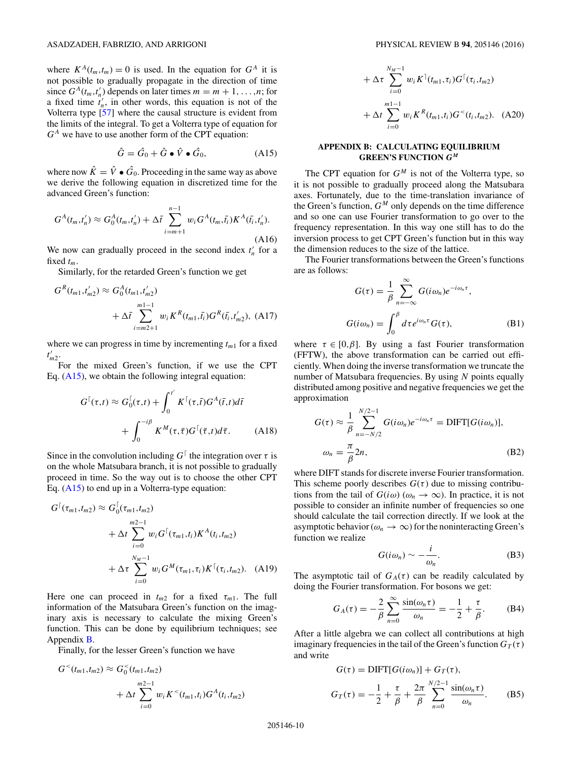where $K^A(t_m,t_m) = 0$ is used. In the equation for $G^A$ it is not possible to gradually propagate in the direction of time since $G^A(t_m,t_n')$ depends on later times $m = m+1,\ldots,n$; for a fixed time $t_n'$, in other words, this equation is not of the Volterra type [57] where the causal structure is evident from the limits of the integral. To get a Volterra type of equation for $G^A$ we have to use another form of the CPT equation:

$$\hat{G} = \hat{G}_0 + \hat{G} \bullet \hat{V} \bullet \hat{G}_0, \tag{A15}$$

where now $\hat{K} = \hat{V} \bullet \hat{G}_0$. Proceeding in the same way as above we derive the following equation in discretized time for the advanced Green's function:

$$G^A(t_m,t_n') \approx G_0^A(t_m,t_n') + \Delta \bar{t} \sum_{i=m+1}^{n-1} w_i G^A(t_m,\bar{t}_i) K^A(\bar{t}_i,t_n'). \tag{A16}$$

We now can gradually proceed in the second index $t_n'$ for a fixed $t_m$.

Similarly, for the retarded Green's function we get

$$G^R(t_{m1},t_{m2}') \approx G_0^A(t_{m1},t_{m2}') + \Delta \bar{t} \sum_{i=m2+1}^{m1-1} w_i K^R(t_{m1},\bar{t}_i) G^R(\bar{t}_i,t_{m2}'), \tag{A17}$$

where we can progress in time by incrementing $t_{m1}$ for a fixed $t_{m2}'$.

For the mixed Green's function, if we use the CPT Eq. (A15), we obtain the following integral equation:

$$G^{\lceil}(\tau,t) \approx G_0^{\lceil}(\tau,t) + \int_0^{t'} K^{\lceil}(\tau,\bar{t}) G^A(\bar{t},t) d\bar{t} + \int_0^{-i\beta} K^M(\tau,\bar{\tau}) G^{\lceil}(\bar{\tau},t) d\bar{\tau}. \tag{A18}$$

Since in the convolution including $G^{\lceil}$ the integration over $\tau$ is on the whole Matsubara branch, it is not possible to gradually proceed in time. So the way out is to choose the other CPT Eq. (A15) to end up in a Volterra-type equation:

$$G^{\lceil}(\tau_{m1},t_{m2}) \approx G_0^{\lceil}(\tau_{m1},t_{m2}) + \Delta t \sum_{i=0}^{m2-1} w_i G^{\lceil}(\tau_{m1},t_i) K^A(t_i,t_{m2}) + \Delta \tau \sum_{i=0}^{N_M-1} w_i G^M(\tau_{m1},\tau_i) K^{\lceil}(\tau_i,t_{m2}). \tag{A19}$$

Here one can proceed in $t_{m2}$ for a fixed $\tau_{m1}$. The full information of the Matsubara Green's function on the imaginary axis is necessary to calculate the mixing Green's function. This can be done by equilibrium techniques; see Appendix B.

Finally, for the lesser Green's function we have

$$G^<(t_{m1},t_{m2}) \approx G_0^<(t_{m1},t_{m2}) + \Delta t \sum_{i=0}^{m2-1} w_i K^<(t_{m1},t_i) G^A(t_i,t_{m2}) + \Delta \tau \sum_{i=0}^{N_M-1} w_i K^{\rceil}(t_{m1},\tau_i) G^{\lceil}(\tau_i,t_{m2}) + \Delta t \sum_{i=0}^{m1-1} w_i K^R(t_{m1},t_i) G^<(t_i,t_{m2}). \tag{A20}$$

## APPENDIX B: CALCULATING EQUILIBRIUM GREEN'S FUNCTION $G^M$

The CPT equation for $G^M$ is not of the Volterra type, so it is not possible to gradually proceed along the Matsubara axes. Fortunately, due to the time-translation invariance of the Green's function, $G^M$ only depends on the time difference and so one can use Fourier transformation to go over to the frequency representation. In this way one still has to do the inversion process to get CPT Green's function but in this way the dimension reduces to the size of the lattice.

The Fourier transformations between the Green's functions are as follows:

$$G(\tau) = \frac{1}{\beta} \sum_{n=-\infty}^{\infty} G(i\omega_n) e^{-i\omega_n \tau},$$

$$G(i\omega_n) = \int_0^{\beta} d\tau e^{i\omega_n \tau} G(\tau), \tag{B1}$$

where $\tau \in [0,\beta]$. By using a fast Fourier transformation (FFTW), the above transformation can be carried out efficiently. When doing the inverse transformation we truncate the number of Matsubara frequencies. By using $N$ points equally distributed among positive and negative frequencies we get the approximation

$$G(\tau) \approx \frac{1}{\beta} \sum_{n=-N/2}^{N/2-1} G(i\omega_n) e^{-i\omega_n \tau} = \text{DIFT}[G(i\omega_n)],$$

$$\omega_n = \frac{\pi}{\beta} 2n, \tag{B2}$$

where DIFT stands for discrete inverse Fourier transformation. This scheme poorly describes $G(\tau)$ due to missing contributions from the tail of $G(i\omega)$ ($\omega_n \to \infty$). In practice, it is not possible to consider an infinite number of frequencies so one should calculate the tail correction directly. If we look at the asymptotic behavior ($\omega_n \to \infty$) for the noninteracting Green's function we realize

$$G(i\omega_n) \sim -\frac{i}{\omega_n}. \tag{B3}$$

The asymptotic tail of $G_A(\tau)$ can be readily calculated by doing the Fourier transformation. For bosons we get:

$$G_A(\tau) = -\frac{2}{\beta} \sum_{n=0}^{\infty} \frac{\sin(\omega_n \tau)}{\omega_n} = -\frac{1}{2} + \frac{\tau}{\beta}. \tag{B4}$$

After a little algebra we can collect all contributions at high imaginary frequencies in the tail of the Green's function $G_T(\tau)$ and write

$$G(\tau) = \text{DIFT}[G(i\omega_n)] + G_T(\tau),$$

$$G_T(\tau) = -\frac{1}{2} + \frac{\tau}{\beta} + \frac{2\pi}{\beta} \sum_{n=0}^{N/2-1} \frac{\sin(\omega_n \tau)}{\omega_n}. \tag{B5}$$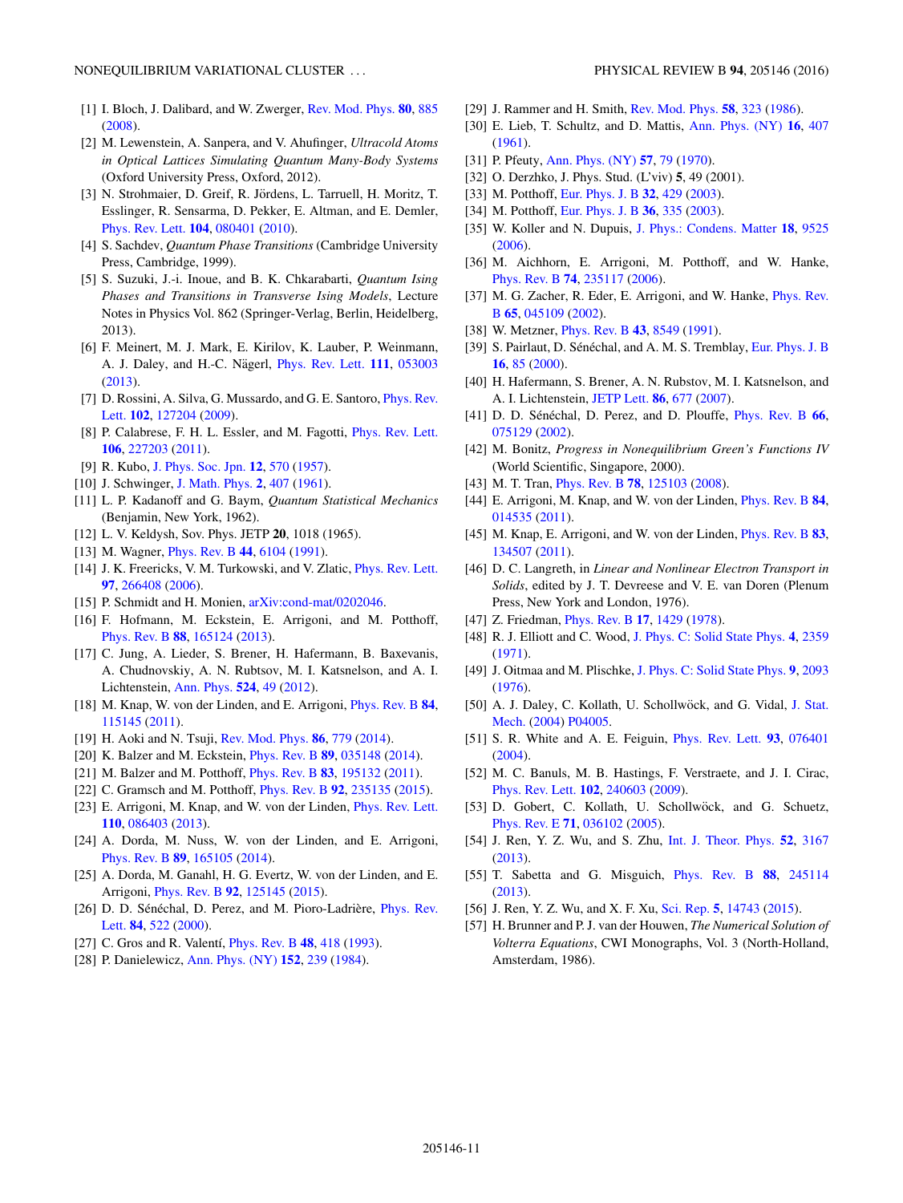[1] I. Bloch, J. Dalibard, and W. Zwerger, Rev. Mod. Phys. **80**, 885 (2008).

[2] M. Lewenstein, A. Sanpera, and V. Ahufinger, *Ultracold Atoms in Optical Lattices Simulating Quantum Many-Body Systems* (Oxford University Press, Oxford, 2012).

[3] N. Strohmaier, D. Greif, R. Jördens, L. Tarruell, H. Moritz, T. Esslinger, R. Sensarma, D. Pekker, E. Altman, and E. Demler, Phys. Rev. Lett. **104**, 080401 (2010).

[4] S. Sachdev, *Quantum Phase Transitions* (Cambridge University Press, Cambridge, 1999).

[5] S. Suzuki, J.-i. Inoue, and B. K. Chkarabarti, *Quantum Ising Phases and Transitions in Transverse Ising Models*, Lecture Notes in Physics Vol. 862 (Springer-Verlag, Berlin, Heidelberg, 2013).

[6] F. Meinert, M. J. Mark, E. Kirilov, K. Lauber, P. Weinmann, A. J. Daley, and H.-C. Nägerl, Phys. Rev. Lett. **111**, 053003 (2013).

[7] D. Rossini, A. Silva, G. Mussardo, and G. E. Santoro, Phys. Rev. Lett. **102**, 127204 (2009).

[8] P. Calabrese, F. H. L. Essler, and M. Fagotti, Phys. Rev. Lett. **106**, 227203 (2011).

[9] R. Kubo, J. Phys. Soc. Jpn. **12**, 570 (1957).

[10] J. Schwinger, J. Math. Phys. **2**, 407 (1961).

[11] L. P. Kadanoff and G. Baym, *Quantum Statistical Mechanics* (Benjamin, New York, 1962).

[12] L. V. Keldysh, Sov. Phys. JETP **20**, 1018 (1965).

[13] M. Wagner, Phys. Rev. B **44**, 6104 (1991).

[14] J. K. Freericks, V. M. Turkowski, and V. Zlatic, Phys. Rev. Lett. **97**, 266408 (2006).

[15] P. Schmidt and H. Monien, arXiv:cond-mat/0202046.

[16] F. Hofmann, M. Eckstein, E. Arrigoni, and M. Potthoff, Phys. Rev. B **88**, 165124 (2013).

[17] C. Jung, A. Lieder, S. Brener, H. Hafermann, B. Baxevanis, A. Chudnovskiy, A. N. Rubtsov, M. I. Katsnelson, and A. I. Lichtenstein, Ann. Phys. **524**, 49 (2012).

[18] M. Knap, W. von der Linden, and E. Arrigoni, Phys. Rev. B **84**, 115145 (2011).

[19] H. Aoki and N. Tsuji, Rev. Mod. Phys. **86**, 779 (2014).

[20] K. Balzer and M. Eckstein, Phys. Rev. B **89**, 035148 (2014).

[21] M. Balzer and M. Potthoff, Phys. Rev. B **83**, 195132 (2011).

[22] C. Gramsch and M. Potthoff, Phys. Rev. B **92**, 235135 (2015).

[23] E. Arrigoni, M. Knap, and W. von der Linden, Phys. Rev. Lett. **110**, 086403 (2013).

[24] A. Dorda, M. Nuss, W. von der Linden, and E. Arrigoni, Phys. Rev. B **89**, 165105 (2014).

[25] A. Dorda, M. Ganahl, H. G. Evertz, W. von der Linden, and E. Arrigoni, Phys. Rev. B **92**, 125145 (2015).

[26] D. D. Sénéchal, D. Perez, and M. Pioro-Ladrière, Phys. Rev. Lett. **84**, 522 (2000).

[27] C. Gros and R. Valentí, Phys. Rev. B **48**, 418 (1993).

[28] P. Danielewicz, Ann. Phys. (NY) **152**, 239 (1984).

[29] J. Rammer and H. Smith, Rev. Mod. Phys. **58**, 323 (1986).

[30] E. Lieb, T. Schultz, and D. Mattis, Ann. Phys. (NY) **16**, 407 (1961).

[31] P. Pfeuty, Ann. Phys. (NY) **57**, 79 (1970).

[32] O. Derzhko, J. Phys. Stud. (L'viv) **5**, 49 (2001).

[33] M. Potthoff, Eur. Phys. J. B **32**, 429 (2003).

[34] M. Potthoff, Eur. Phys. J. B **36**, 335 (2003).

[35] W. Koller and N. Dupuis, J. Phys.: Condens. Matter **18**, 9525 (2006).

[36] M. Aichhorn, E. Arrigoni, M. Potthoff, and W. Hanke, Phys. Rev. B **74**, 235117 (2006).

[37] M. G. Zacher, R. Eder, E. Arrigoni, and W. Hanke, Phys. Rev. B **65**, 045109 (2002).

[38] W. Metzner, Phys. Rev. B **43**, 8549 (1991).

[39] S. Pairlaut, D. Sénéchal, and A. M. S. Tremblay, Eur. Phys. J. B **16**, 85 (2000).

[40] H. Hafermann, S. Brener, A. N. Rubstov, M. I. Katsnelson, and A. I. Lichtenstein, JETP Lett. **86**, 677 (2007).

[41] D. D. Sénéchal, D. Perez, and D. Plouffe, Phys. Rev. B **66**, 075129 (2002).

[42] M. Bonitz, *Progress in Nonequilibrium Green's Functions IV* (World Scientific, Singapore, 2000).

[43] M. T. Tran, Phys. Rev. B **78**, 125103 (2008).

[44] E. Arrigoni, M. Knap, and W. von der Linden, Phys. Rev. B **84**, 014535 (2011).

[45] M. Knap, E. Arrigoni, and W. von der Linden, Phys. Rev. B **83**, 134507 (2011).

[46] D. C. Langreth, in *Linear and Nonlinear Electron Transport in Solids*, edited by J. T. Devreese and V. E. van Doren (Plenum Press, New York and London, 1976).

[47] Z. Friedman, Phys. Rev. B **17**, 1429 (1978).

[48] R. J. Elliott and C. Wood, J. Phys. C: Solid State Phys. **4**, 2359 (1971).

[49] J. Oitmaa and M. Plischke, J. Phys. C: Solid State Phys. **9**, 2093 (1976).

[50] A. J. Daley, C. Kollath, U. Schollwöck, and G. Vidal, J. Stat. Mech. (2004) P04005.

[51] S. R. White and A. E. Feiguin, Phys. Rev. Lett. **93**, 076401 (2004).

[52] M. C. Banuls, M. B. Hastings, F. Verstraete, and J. I. Cirac, Phys. Rev. Lett. **102**, 240603 (2009).

[53] D. Gobert, C. Kollath, U. Schollwöck, and G. Schuetz, Phys. Rev. E **71**, 036102 (2005).

[54] J. Ren, Y. Z. Wu, and S. Zhu, Int. J. Theor. Phys. **52**, 3167 (2013).

[55] T. Sabetta and G. Misguich, Phys. Rev. B **88**, 245114 (2013).

[56] J. Ren, Y. Z. Wu, and X. F. Xu, Sci. Rep. **5**, 14743 (2015).

[57] H. Brunner and P. J. van der Houwen, *The Numerical Solution of Volterra Equations*, CWI Monographs, Vol. 3 (North-Holland, Amsterdam, 1986).